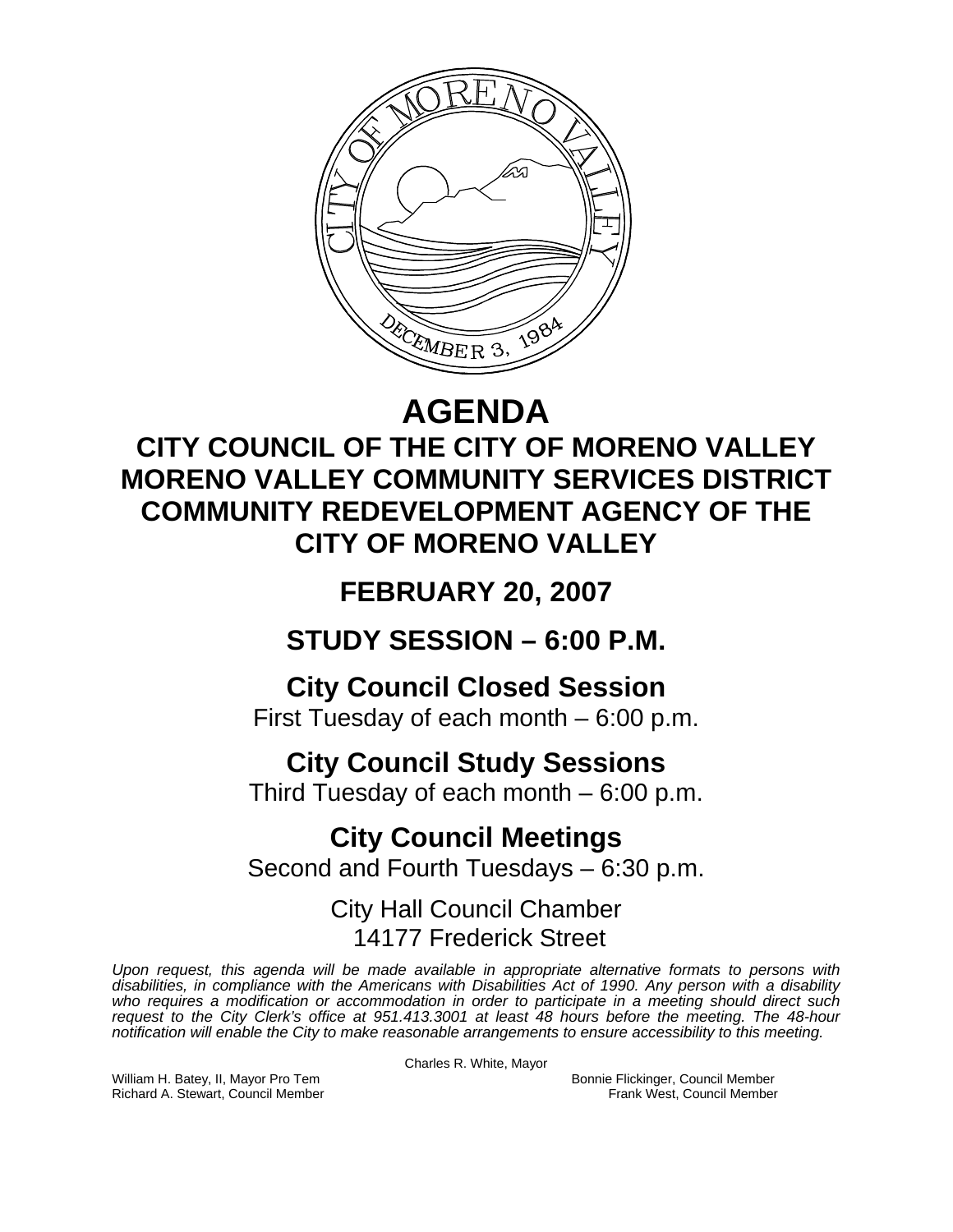# AGENDA

## CITY COUNCIL OF THE CITY OF MORENO VALLEY
## MORENO VALLEY COMMUNITY SERVICES DISTRICT
## COMMUNITY REDEVELOPMENT AGENCY OF THE CITY OF MORENO VALLEY

## FEBRUARY 20, 2007

## STUDY SESSION – 6:00 P.M.

### City Council Closed Session

First Tuesday of each month – 6:00 p.m.

### City Council Study Sessions

Third Tuesday of each month – 6:00 p.m.

### City Council Meetings

Second and Fourth Tuesdays – 6:30 p.m.

City Hall Council Chamber
14177 Frederick Street

*Upon request, this agenda will be made available in appropriate alternative formats to persons with disabilities, in compliance with the Americans with Disabilities Act of 1990. Any person with a disability who requires a modification or accommodation in order to participate in a meeting should direct such request to the City Clerk's office at 951.413.3001 at least 48 hours before the meeting. The 48-hour notification will enable the City to make reasonable arrangements to ensure accessibility to this meeting.*

Charles R. White, Mayor

William H. Batey, II, Mayor Pro Tem
Bonnie Flickinger, Council Member
Richard A. Stewart, Council Member
Frank West, Council Member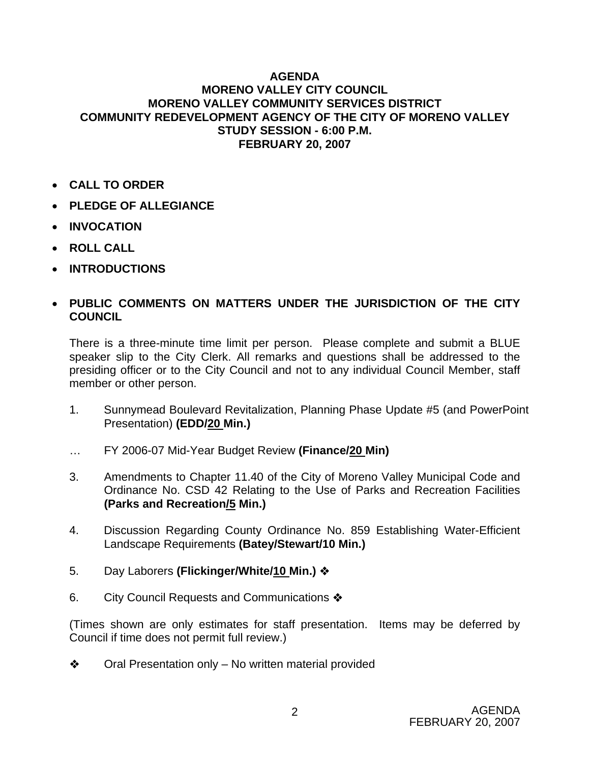**AGENDA**
**MORENO VALLEY CITY COUNCIL**
**MORENO VALLEY COMMUNITY SERVICES DISTRICT**
**COMMUNITY REDEVELOPMENT AGENCY OF THE CITY OF MORENO VALLEY**
**STUDY SESSION - 6:00 P.M.**
**FEBRUARY 20, 2007**

- **CALL TO ORDER**
- **PLEDGE OF ALLEGIANCE**
- **INVOCATION**
- **ROLL CALL**
- **INTRODUCTIONS**
- **PUBLIC COMMENTS ON MATTERS UNDER THE JURISDICTION OF THE CITY COUNCIL**

  There is a three-minute time limit per person. Please complete and submit a BLUE speaker slip to the City Clerk. All remarks and questions shall be addressed to the presiding officer or to the City Council and not to any individual Council Member, staff member or other person.

1. Sunnymead Boulevard Revitalization, Planning Phase Update #5 (and PowerPoint Presentation) **(EDD/<u>20</u> Min.)**

… FY 2006-07 Mid-Year Budget Review **(Finance/<u>20</u> Min)**

3. Amendments to Chapter 11.40 of the City of Moreno Valley Municipal Code and Ordinance No. CSD 42 Relating to the Use of Parks and Recreation Facilities **(Parks and Recreation/<u>5</u> Min.)**

4. Discussion Regarding County Ordinance No. 859 Establishing Water-Efficient Landscape Requirements **(Batey/Stewart/10 Min.)**

5. Day Laborers **(Flickinger/White/<u>10</u> Min.)** ❖

6. City Council Requests and Communications ❖

(Times shown are only estimates for staff presentation. Items may be deferred by Council if time does not permit full review.)

❖ Oral Presentation only – No written material provided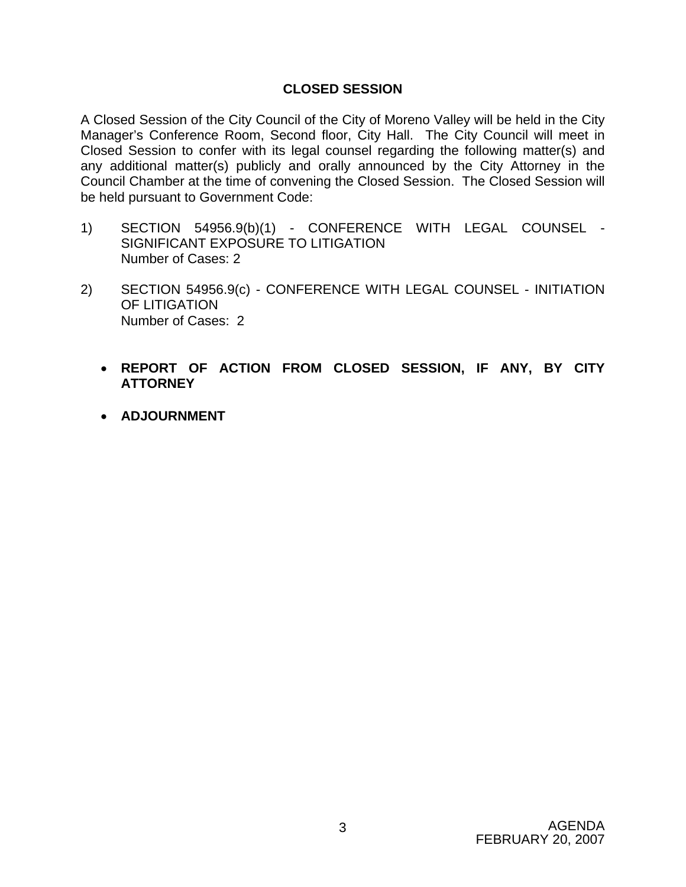## CLOSED SESSION

A Closed Session of the City Council of the City of Moreno Valley will be held in the City Manager's Conference Room, Second floor, City Hall. The City Council will meet in Closed Session to confer with its legal counsel regarding the following matter(s) and any additional matter(s) publicly and orally announced by the City Attorney in the Council Chamber at the time of convening the Closed Session. The Closed Session will be held pursuant to Government Code:

1) SECTION 54956.9(b)(1) - CONFERENCE WITH LEGAL COUNSEL - SIGNIFICANT EXPOSURE TO LITIGATION
   Number of Cases: 2

2) SECTION 54956.9(c) - CONFERENCE WITH LEGAL COUNSEL - INITIATION OF LITIGATION
   Number of Cases: 2

- **REPORT OF ACTION FROM CLOSED SESSION, IF ANY, BY CITY ATTORNEY**

- **ADJOURNMENT**